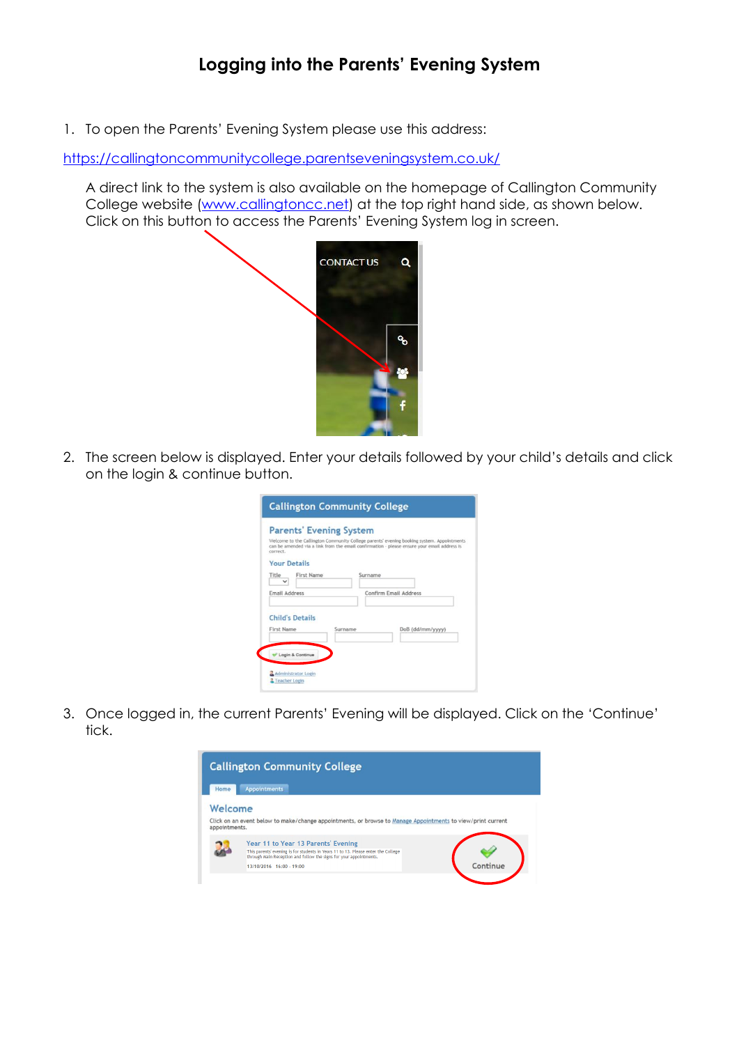# Logging into the Parents' Evening System

1. To open the Parents' Evening System please use this address:

[https://callingtoncommunitycollege.parentseveningsystem.co.uk/](https://callingtoncommunitycollege.parentseveningsystem.co.uk/)

   A direct link to the system is also available on the homepage of Callington Community College website ([www.callingtoncc.net](http://www.callingtoncc.net)) at the top right hand side, as shown below. Click on this button to access the Parents' Evening System log in screen.

2. The screen below is displayed. Enter your details followed by your child's details and click on the login & continue button.

3. Once logged in, the current Parents' Evening will be displayed. Click on the 'Continue' tick.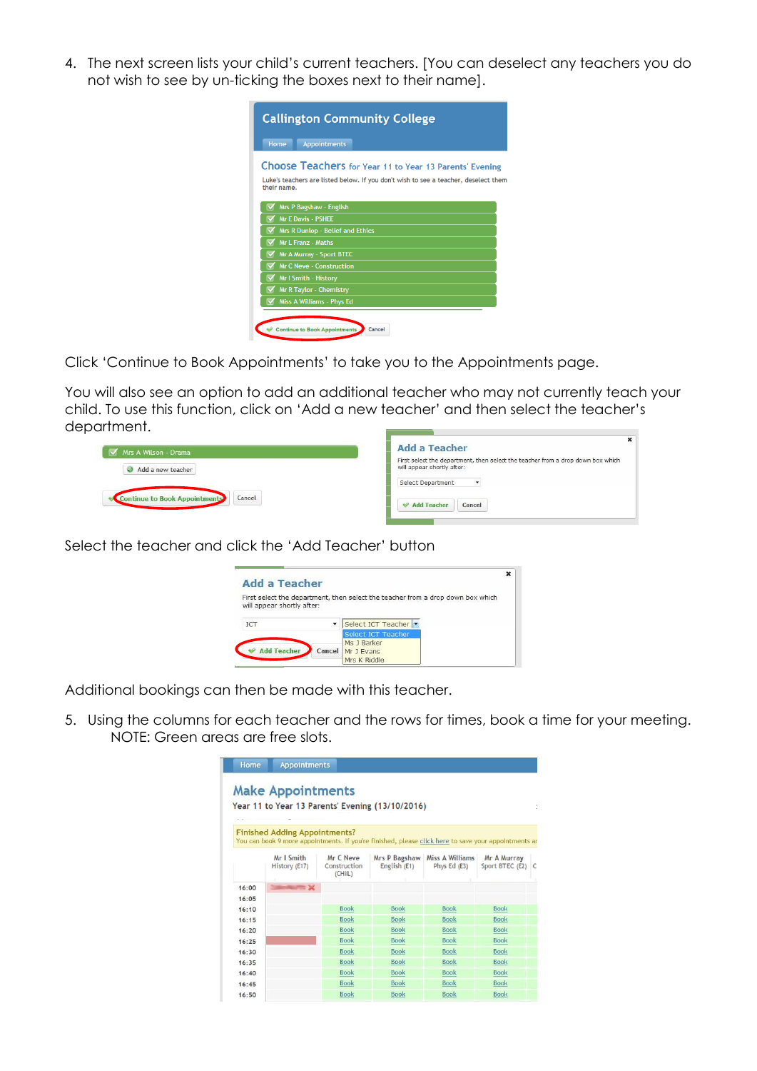4. The next screen lists your child's current teachers. [You can deselect any teachers you do not wish to see by un-ticking the boxes next to their name].

Click 'Continue to Book Appointments' to take you to the Appointments page.

You will also see an option to add an additional teacher who may not currently teach your child. To use this function, click on 'Add a new teacher' and then select the teacher's department.

Select the teacher and click the 'Add Teacher' button

Additional bookings can then be made with this teacher.

5. Using the columns for each teacher and the rows for times, book a time for your meeting.
   NOTE: Green areas are free slots.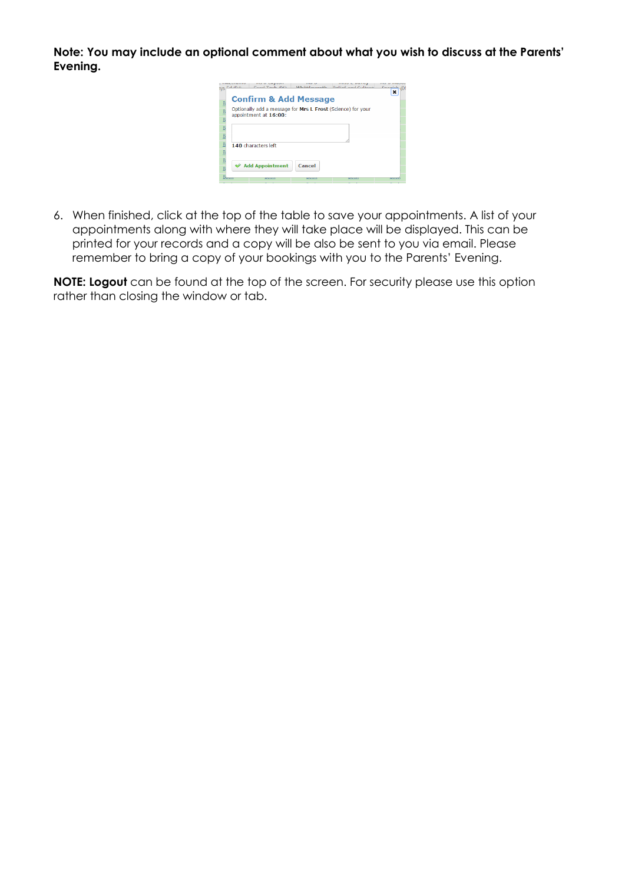**Note: You may include an optional comment about what you wish to discuss at the Parents' Evening.**

6. When finished, click at the top of the table to save your appointments. A list of your appointments along with where they will take place will be displayed. This can be printed for your records and a copy will be also be sent to you via email. Please remember to bring a copy of your bookings with you to the Parents' Evening.

**NOTE: Logout** can be found at the top of the screen. For security please use this option rather than closing the window or tab.